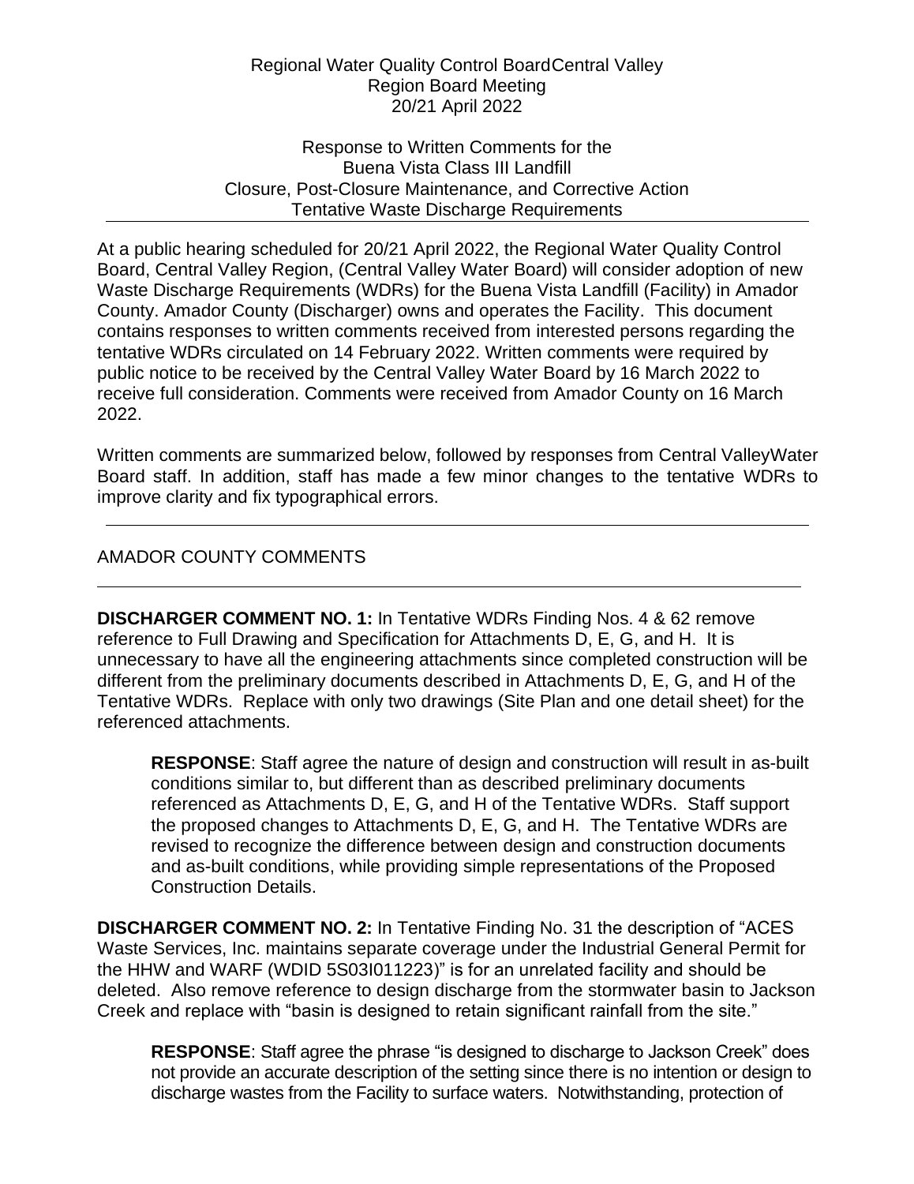Regional Water Quality Control BoardCentral Valley
Region Board Meeting
20/21 April 2022

Response to Written Comments for the
Buena Vista Class III Landfill
Closure, Post-Closure Maintenance, and Corrective Action
Tentative Waste Discharge Requirements

---

At a public hearing scheduled for 20/21 April 2022, the Regional Water Quality Control Board, Central Valley Region, (Central Valley Water Board) will consider adoption of new Waste Discharge Requirements (WDRs) for the Buena Vista Landfill (Facility) in Amador County. Amador County (Discharger) owns and operates the Facility. This document contains responses to written comments received from interested persons regarding the tentative WDRs circulated on 14 February 2022. Written comments were required by public notice to be received by the Central Valley Water Board by 16 March 2022 to receive full consideration. Comments were received from Amador County on 16 March 2022.

Written comments are summarized below, followed by responses from Central ValleyWater Board staff. In addition, staff has made a few minor changes to the tentative WDRs to improve clarity and fix typographical errors.

---

AMADOR COUNTY COMMENTS

---

**DISCHARGER COMMENT NO. 1:** In Tentative WDRs Finding Nos. 4 & 62 remove reference to Full Drawing and Specification for Attachments D, E, G, and H. It is unnecessary to have all the engineering attachments since completed construction will be different from the preliminary documents described in Attachments D, E, G, and H of the Tentative WDRs. Replace with only two drawings (Site Plan and one detail sheet) for the referenced attachments.

> **RESPONSE**: Staff agree the nature of design and construction will result in as-built conditions similar to, but different than as described preliminary documents referenced as Attachments D, E, G, and H of the Tentative WDRs. Staff support the proposed changes to Attachments D, E, G, and H. The Tentative WDRs are revised to recognize the difference between design and construction documents and as-built conditions, while providing simple representations of the Proposed Construction Details.

**DISCHARGER COMMENT NO. 2:** In Tentative Finding No. 31 the description of "ACES Waste Services, Inc. maintains separate coverage under the Industrial General Permit for the HHW and WARF (WDID 5S03I011223)" is for an unrelated facility and should be deleted. Also remove reference to design discharge from the stormwater basin to Jackson Creek and replace with "basin is designed to retain significant rainfall from the site."

> **RESPONSE**: Staff agree the phrase "is designed to discharge to Jackson Creek" does not provide an accurate description of the setting since there is no intention or design to discharge wastes from the Facility to surface waters. Notwithstanding, protection of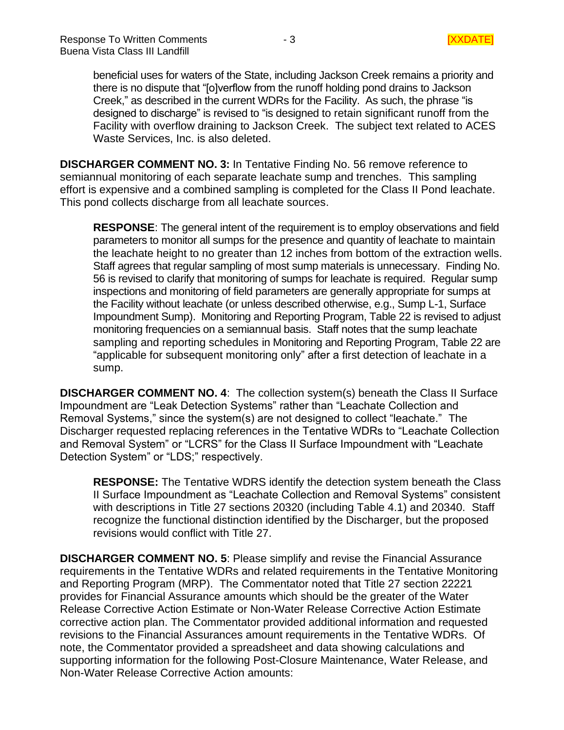beneficial uses for waters of the State, including Jackson Creek remains a priority and there is no dispute that "[o]verflow from the runoff holding pond drains to Jackson Creek," as described in the current WDRs for the Facility. As such, the phrase "is designed to discharge" is revised to "is designed to retain significant runoff from the Facility with overflow draining to Jackson Creek. The subject text related to ACES Waste Services, Inc. is also deleted.

**DISCHARGER COMMENT NO. 3:** In Tentative Finding No. 56 remove reference to semiannual monitoring of each separate leachate sump and trenches. This sampling effort is expensive and a combined sampling is completed for the Class II Pond leachate. This pond collects discharge from all leachate sources.

> **RESPONSE**: The general intent of the requirement is to employ observations and field parameters to monitor all sumps for the presence and quantity of leachate to maintain the leachate height to no greater than 12 inches from bottom of the extraction wells. Staff agrees that regular sampling of most sump materials is unnecessary. Finding No. 56 is revised to clarify that monitoring of sumps for leachate is required. Regular sump inspections and monitoring of field parameters are generally appropriate for sumps at the Facility without leachate (or unless described otherwise, e.g., Sump L-1, Surface Impoundment Sump). Monitoring and Reporting Program, Table 22 is revised to adjust monitoring frequencies on a semiannual basis. Staff notes that the sump leachate sampling and reporting schedules in Monitoring and Reporting Program, Table 22 are "applicable for subsequent monitoring only" after a first detection of leachate in a sump.

**DISCHARGER COMMENT NO. 4**: The collection system(s) beneath the Class II Surface Impoundment are "Leak Detection Systems" rather than "Leachate Collection and Removal Systems," since the system(s) are not designed to collect "leachate." The Discharger requested replacing references in the Tentative WDRs to "Leachate Collection and Removal System" or "LCRS" for the Class II Surface Impoundment with "Leachate Detection System" or "LDS;" respectively.

> **RESPONSE:** The Tentative WDRS identify the detection system beneath the Class II Surface Impoundment as "Leachate Collection and Removal Systems" consistent with descriptions in Title 27 sections 20320 (including Table 4.1) and 20340. Staff recognize the functional distinction identified by the Discharger, but the proposed revisions would conflict with Title 27.

**DISCHARGER COMMENT NO. 5**: Please simplify and revise the Financial Assurance requirements in the Tentative WDRs and related requirements in the Tentative Monitoring and Reporting Program (MRP). The Commentator noted that Title 27 section 22221 provides for Financial Assurance amounts which should be the greater of the Water Release Corrective Action Estimate or Non-Water Release Corrective Action Estimate corrective action plan. The Commentator provided additional information and requested revisions to the Financial Assurances amount requirements in the Tentative WDRs. Of note, the Commentator provided a spreadsheet and data showing calculations and supporting information for the following Post-Closure Maintenance, Water Release, and Non-Water Release Corrective Action amounts: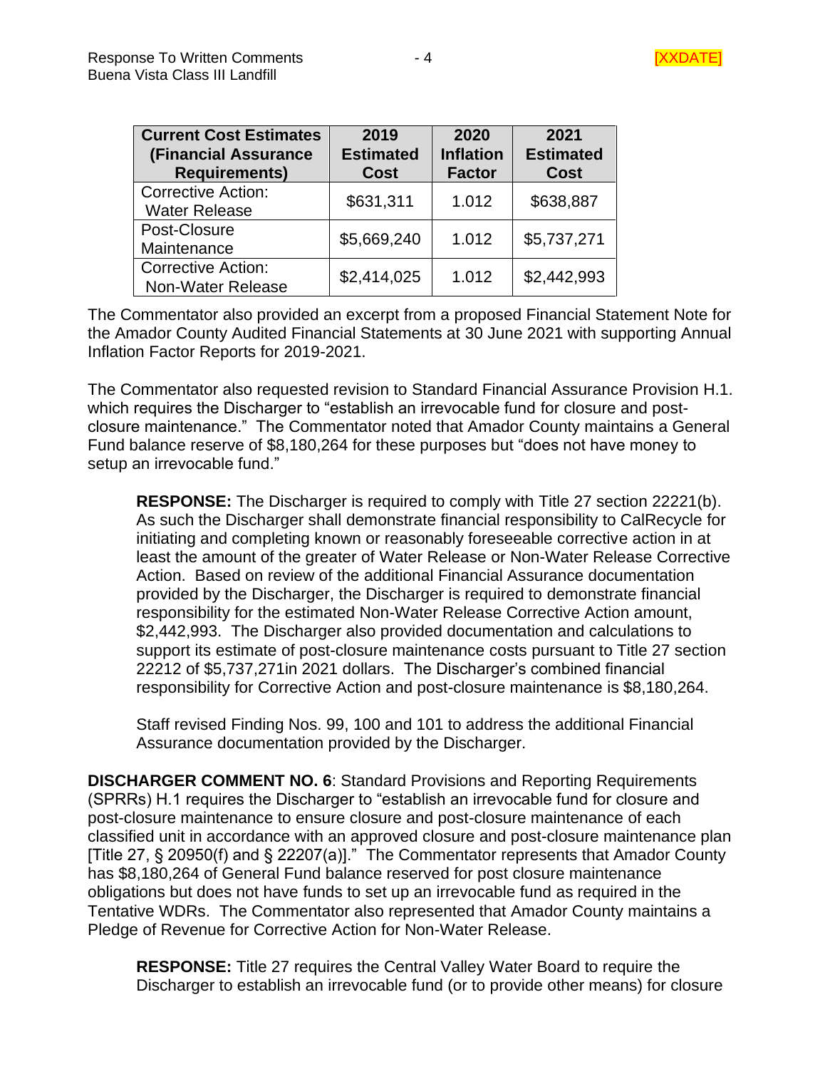| Current Cost Estimates (Financial Assurance Requirements) | 2019 Estimated Cost | 2020 Inflation Factor | 2021 Estimated Cost |
|---|---|---|---|
| Corrective Action: Water Release | $631,311 | 1.012 | $638,887 |
| Post-Closure Maintenance | $5,669,240 | 1.012 | $5,737,271 |
| Corrective Action: Non-Water Release | $2,414,025 | 1.012 | $2,442,993 |

The Commentator also provided an excerpt from a proposed Financial Statement Note for the Amador County Audited Financial Statements at 30 June 2021 with supporting Annual Inflation Factor Reports for 2019-2021.

The Commentator also requested revision to Standard Financial Assurance Provision H.1. which requires the Discharger to "establish an irrevocable fund for closure and post-closure maintenance." The Commentator noted that Amador County maintains a General Fund balance reserve of $8,180,264 for these purposes but "does not have money to setup an irrevocable fund."

> **RESPONSE:** The Discharger is required to comply with Title 27 section 22221(b). As such the Discharger shall demonstrate financial responsibility to CalRecycle for initiating and completing known or reasonably foreseeable corrective action in at least the amount of the greater of Water Release or Non-Water Release Corrective Action. Based on review of the additional Financial Assurance documentation provided by the Discharger, the Discharger is required to demonstrate financial responsibility for the estimated Non-Water Release Corrective Action amount, $2,442,993. The Discharger also provided documentation and calculations to support its estimate of post-closure maintenance costs pursuant to Title 27 section 22212 of $5,737,271in 2021 dollars. The Discharger's combined financial responsibility for Corrective Action and post-closure maintenance is $8,180,264.
>
> Staff revised Finding Nos. 99, 100 and 101 to address the additional Financial Assurance documentation provided by the Discharger.

**DISCHARGER COMMENT NO. 6**: Standard Provisions and Reporting Requirements (SPRRs) H.1 requires the Discharger to "establish an irrevocable fund for closure and post-closure maintenance to ensure closure and post-closure maintenance of each classified unit in accordance with an approved closure and post-closure maintenance plan [Title 27, § 20950(f) and § 22207(a)]." The Commentator represents that Amador County has $8,180,264 of General Fund balance reserved for post closure maintenance obligations but does not have funds to set up an irrevocable fund as required in the Tentative WDRs. The Commentator also represented that Amador County maintains a Pledge of Revenue for Corrective Action for Non-Water Release.

> **RESPONSE:** Title 27 requires the Central Valley Water Board to require the Discharger to establish an irrevocable fund (or to provide other means) for closure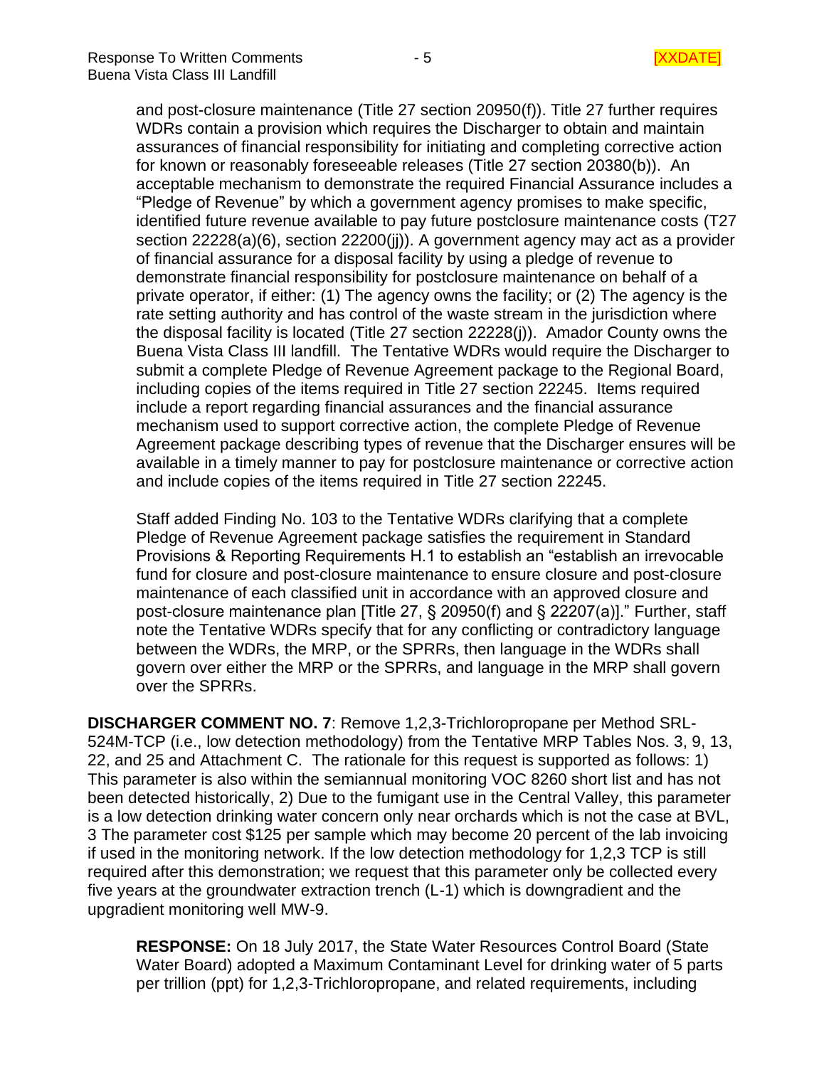and post-closure maintenance (Title 27 section 20950(f)). Title 27 further requires WDRs contain a provision which requires the Discharger to obtain and maintain assurances of financial responsibility for initiating and completing corrective action for known or reasonably foreseeable releases (Title 27 section 20380(b)). An acceptable mechanism to demonstrate the required Financial Assurance includes a "Pledge of Revenue" by which a government agency promises to make specific, identified future revenue available to pay future postclosure maintenance costs (T27 section 22228(a)(6), section 22200(jj)). A government agency may act as a provider of financial assurance for a disposal facility by using a pledge of revenue to demonstrate financial responsibility for postclosure maintenance on behalf of a private operator, if either: (1) The agency owns the facility; or (2) The agency is the rate setting authority and has control of the waste stream in the jurisdiction where the disposal facility is located (Title 27 section 22228(j)). Amador County owns the Buena Vista Class III landfill. The Tentative WDRs would require the Discharger to submit a complete Pledge of Revenue Agreement package to the Regional Board, including copies of the items required in Title 27 section 22245. Items required include a report regarding financial assurances and the financial assurance mechanism used to support corrective action, the complete Pledge of Revenue Agreement package describing types of revenue that the Discharger ensures will be available in a timely manner to pay for postclosure maintenance or corrective action and include copies of the items required in Title 27 section 22245.

Staff added Finding No. 103 to the Tentative WDRs clarifying that a complete Pledge of Revenue Agreement package satisfies the requirement in Standard Provisions & Reporting Requirements H.1 to establish an "establish an irrevocable fund for closure and post-closure maintenance to ensure closure and post-closure maintenance of each classified unit in accordance with an approved closure and post-closure maintenance plan [Title 27, § 20950(f) and § 22207(a)]." Further, staff note the Tentative WDRs specify that for any conflicting or contradictory language between the WDRs, the MRP, or the SPRRs, then language in the WDRs shall govern over either the MRP or the SPRRs, and language in the MRP shall govern over the SPRRs.

**DISCHARGER COMMENT NO. 7**: Remove 1,2,3-Trichloropropane per Method SRL-524M-TCP (i.e., low detection methodology) from the Tentative MRP Tables Nos. 3, 9, 13, 22, and 25 and Attachment C. The rationale for this request is supported as follows: 1) This parameter is also within the semiannual monitoring VOC 8260 short list and has not been detected historically, 2) Due to the fumigant use in the Central Valley, this parameter is a low detection drinking water concern only near orchards which is not the case at BVL, 3 The parameter cost $125 per sample which may become 20 percent of the lab invoicing if used in the monitoring network. If the low detection methodology for 1,2,3 TCP is still required after this demonstration; we request that this parameter only be collected every five years at the groundwater extraction trench (L-1) which is downgradient and the upgradient monitoring well MW-9.

**RESPONSE:** On 18 July 2017, the State Water Resources Control Board (State Water Board) adopted a Maximum Contaminant Level for drinking water of 5 parts per trillion (ppt) for 1,2,3-Trichloropropane, and related requirements, including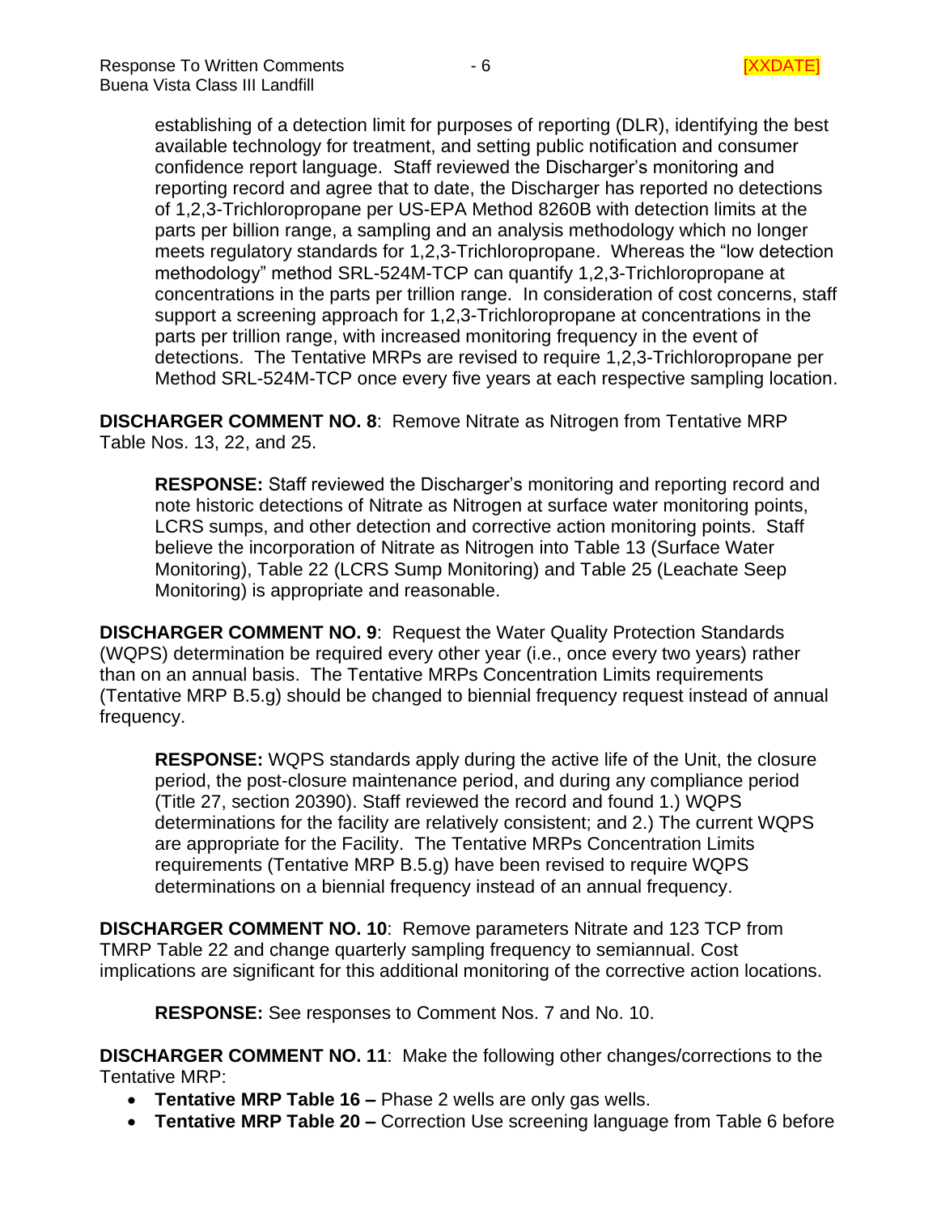establishing of a detection limit for purposes of reporting (DLR), identifying the best available technology for treatment, and setting public notification and consumer confidence report language. Staff reviewed the Discharger's monitoring and reporting record and agree that to date, the Discharger has reported no detections of 1,2,3-Trichloropropane per US-EPA Method 8260B with detection limits at the parts per billion range, a sampling and an analysis methodology which no longer meets regulatory standards for 1,2,3-Trichloropropane. Whereas the "low detection methodology" method SRL-524M-TCP can quantify 1,2,3-Trichloropropane at concentrations in the parts per trillion range. In consideration of cost concerns, staff support a screening approach for 1,2,3-Trichloropropane at concentrations in the parts per trillion range, with increased monitoring frequency in the event of detections. The Tentative MRPs are revised to require 1,2,3-Trichloropropane per Method SRL-524M-TCP once every five years at each respective sampling location.

**DISCHARGER COMMENT NO. 8**: Remove Nitrate as Nitrogen from Tentative MRP Table Nos. 13, 22, and 25.

**RESPONSE:** Staff reviewed the Discharger's monitoring and reporting record and note historic detections of Nitrate as Nitrogen at surface water monitoring points, LCRS sumps, and other detection and corrective action monitoring points. Staff believe the incorporation of Nitrate as Nitrogen into Table 13 (Surface Water Monitoring), Table 22 (LCRS Sump Monitoring) and Table 25 (Leachate Seep Monitoring) is appropriate and reasonable.

**DISCHARGER COMMENT NO. 9**: Request the Water Quality Protection Standards (WQPS) determination be required every other year (i.e., once every two years) rather than on an annual basis. The Tentative MRPs Concentration Limits requirements (Tentative MRP B.5.g) should be changed to biennial frequency request instead of annual frequency.

**RESPONSE:** WQPS standards apply during the active life of the Unit, the closure period, the post-closure maintenance period, and during any compliance period (Title 27, section 20390). Staff reviewed the record and found 1.) WQPS determinations for the facility are relatively consistent; and 2.) The current WQPS are appropriate for the Facility. The Tentative MRPs Concentration Limits requirements (Tentative MRP B.5.g) have been revised to require WQPS determinations on a biennial frequency instead of an annual frequency.

**DISCHARGER COMMENT NO. 10**: Remove parameters Nitrate and 123 TCP from TMRP Table 22 and change quarterly sampling frequency to semiannual. Cost implications are significant for this additional monitoring of the corrective action locations.

**RESPONSE:** See responses to Comment Nos. 7 and No. 10.

**DISCHARGER COMMENT NO. 11**: Make the following other changes/corrections to the Tentative MRP:

- **Tentative MRP Table 16 –** Phase 2 wells are only gas wells.
- **Tentative MRP Table 20 –** Correction Use screening language from Table 6 before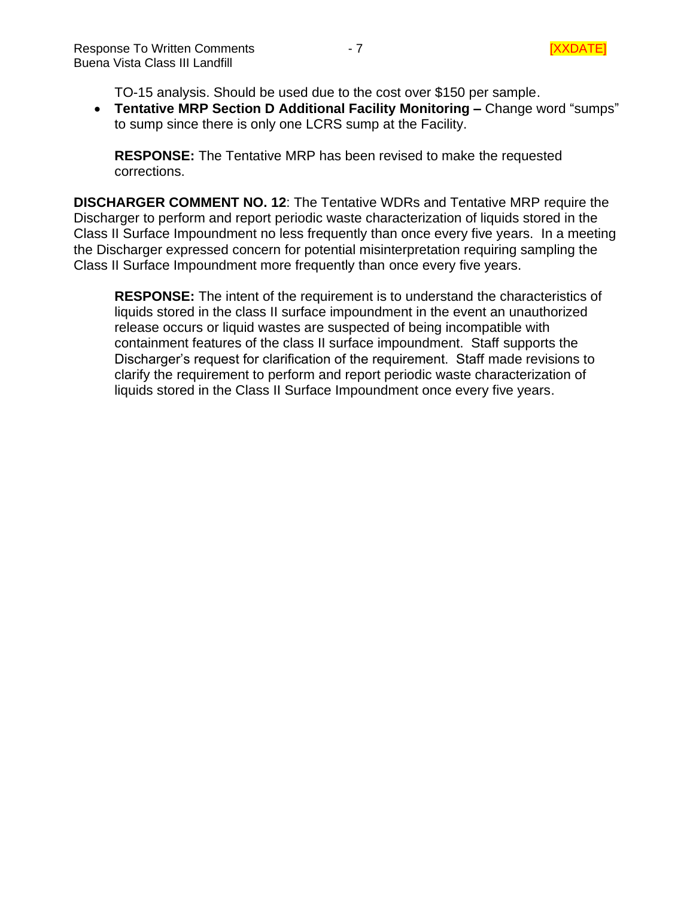TO-15 analysis. Should be used due to the cost over $150 per sample.

- **Tentative MRP Section D Additional Facility Monitoring –** Change word "sumps" to sump since there is only one LCRS sump at the Facility.

  **RESPONSE:** The Tentative MRP has been revised to make the requested corrections.

**DISCHARGER COMMENT NO. 12**: The Tentative WDRs and Tentative MRP require the Discharger to perform and report periodic waste characterization of liquids stored in the Class II Surface Impoundment no less frequently than once every five years. In a meeting the Discharger expressed concern for potential misinterpretation requiring sampling the Class II Surface Impoundment more frequently than once every five years.

> **RESPONSE:** The intent of the requirement is to understand the characteristics of liquids stored in the class II surface impoundment in the event an unauthorized release occurs or liquid wastes are suspected of being incompatible with containment features of the class II surface impoundment. Staff supports the Discharger's request for clarification of the requirement. Staff made revisions to clarify the requirement to perform and report periodic waste characterization of liquids stored in the Class II Surface Impoundment once every five years.